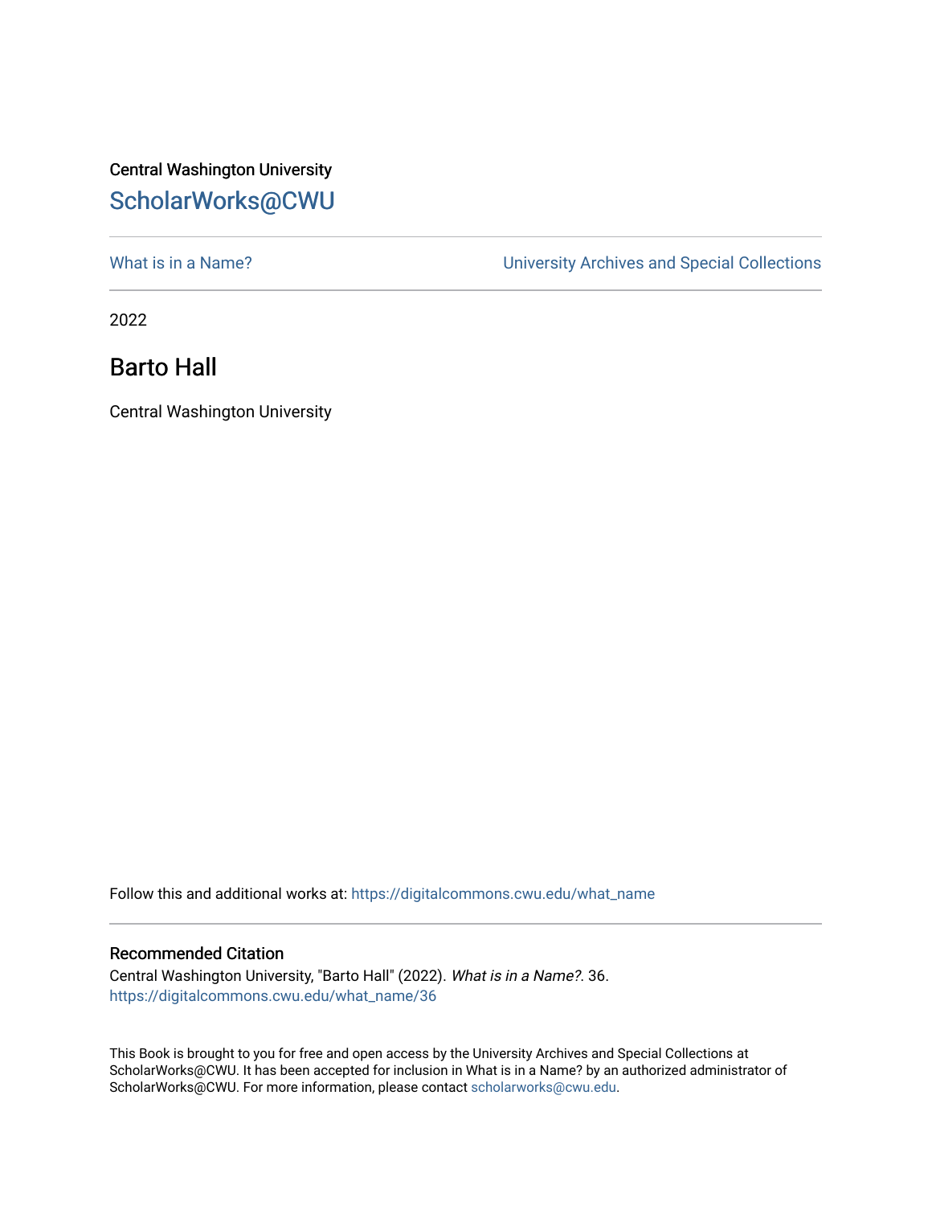Central Washington University

ScholarWorks@CWU

What is in a Name? | University Archives and Special Collections

2022

# Barto Hall

Central Washington University

Follow this and additional works at: https://digitalcommons.cwu.edu/what_name

## Recommended Citation

Central Washington University, "Barto Hall" (2022). *What is in a Name?*. 36.
https://digitalcommons.cwu.edu/what_name/36

This Book is brought to you for free and open access by the University Archives and Special Collections at ScholarWorks@CWU. It has been accepted for inclusion in What is in a Name? by an authorized administrator of ScholarWorks@CWU. For more information, please contact scholarworks@cwu.edu.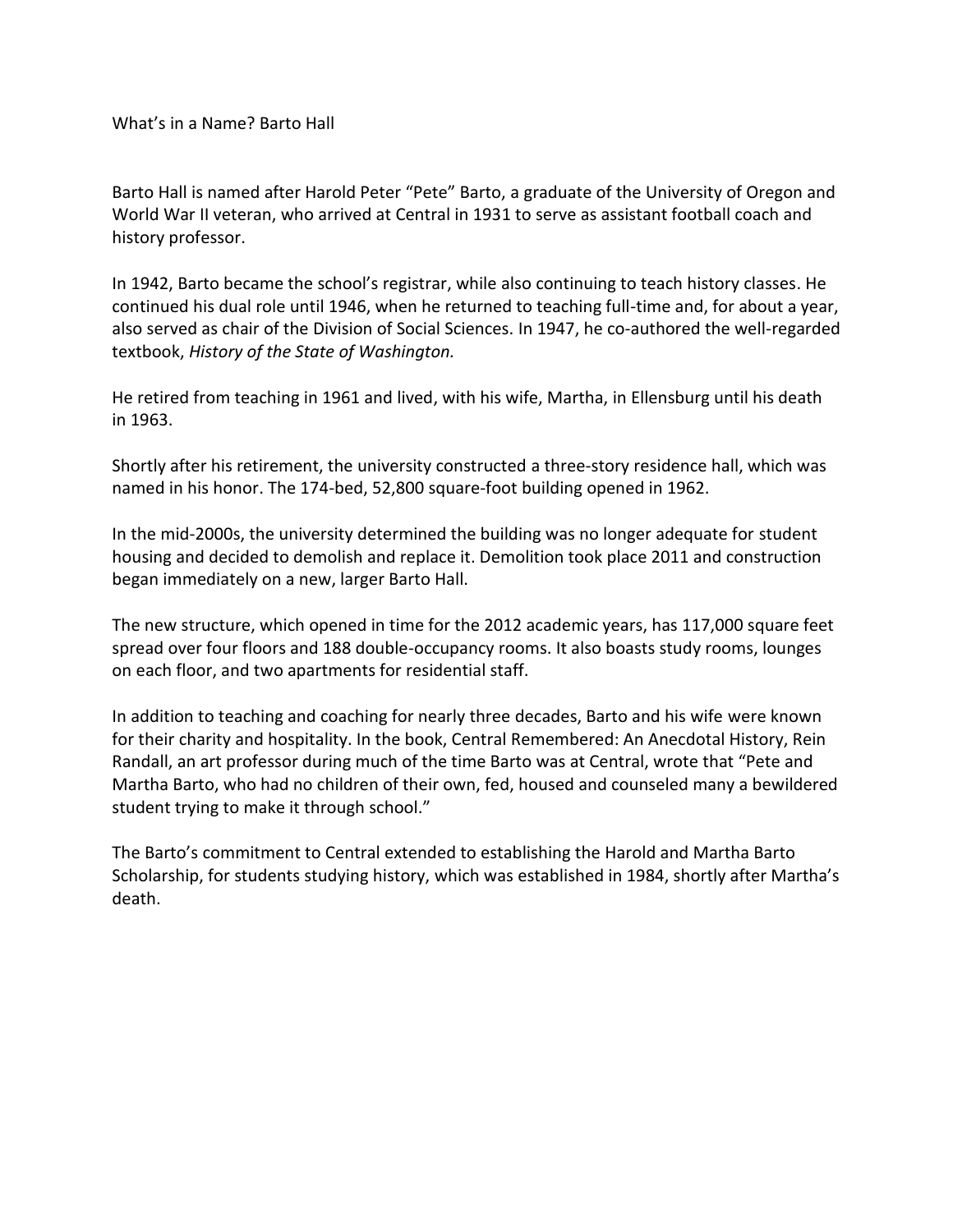What's in a Name? Barto Hall

Barto Hall is named after Harold Peter "Pete" Barto, a graduate of the University of Oregon and World War II veteran, who arrived at Central in 1931 to serve as assistant football coach and history professor.

In 1942, Barto became the school's registrar, while also continuing to teach history classes. He continued his dual role until 1946, when he returned to teaching full-time and, for about a year, also served as chair of the Division of Social Sciences. In 1947, he co-authored the well-regarded textbook, *History of the State of Washington.*

He retired from teaching in 1961 and lived, with his wife, Martha, in Ellensburg until his death in 1963.

Shortly after his retirement, the university constructed a three-story residence hall, which was named in his honor. The 174-bed, 52,800 square-foot building opened in 1962.

In the mid-2000s, the university determined the building was no longer adequate for student housing and decided to demolish and replace it. Demolition took place 2011 and construction began immediately on a new, larger Barto Hall.

The new structure, which opened in time for the 2012 academic years, has 117,000 square feet spread over four floors and 188 double-occupancy rooms. It also boasts study rooms, lounges on each floor, and two apartments for residential staff.

In addition to teaching and coaching for nearly three decades, Barto and his wife were known for their charity and hospitality. In the book, Central Remembered: An Anecdotal History, Rein Randall, an art professor during much of the time Barto was at Central, wrote that "Pete and Martha Barto, who had no children of their own, fed, housed and counseled many a bewildered student trying to make it through school."

The Barto's commitment to Central extended to establishing the Harold and Martha Barto Scholarship, for students studying history, which was established in 1984, shortly after Martha's death.